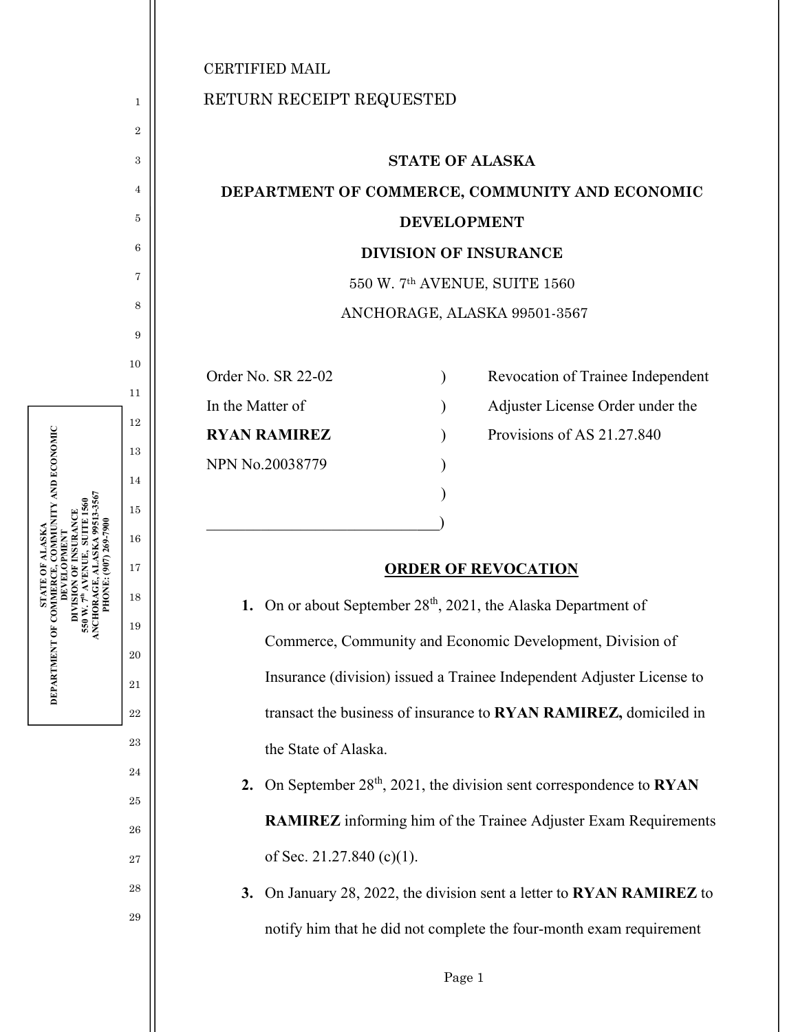CERTIFIED MAIL

RETURN RECEIPT REQUESTED

**STATE OF ALASKA**

**DEPARTMENT OF COMMERCE, COMMUNITY AND ECONOMIC DEVELOPMENT**

**DIVISION OF INSURANCE**

550 W. 7th AVENUE, SUITE 1560

ANCHORAGE, ALASKA 99501-3567

| | | |
|---|---|---|
| Order No. SR 22-02 | ) | Revocation of Trainee Independent |
| In the Matter of | ) | Adjuster License Order under the |
| **RYAN RAMIREZ** | ) | Provisions of AS 21.27.840 |
| NPN No.20038779 | ) | |
| | ) | |
| ______________________________ | ) | |

## ORDER OF REVOCATION

1. On or about September 28th, 2021, the Alaska Department of Commerce, Community and Economic Development, Division of Insurance (division) issued a Trainee Independent Adjuster License to transact the business of insurance to **RYAN RAMIREZ,** domiciled in the State of Alaska.

2. On September 28th, 2021, the division sent correspondence to **RYAN RAMIREZ** informing him of the Trainee Adjuster Exam Requirements of Sec. 21.27.840 (c)(1).

3. On January 28, 2022, the division sent a letter to **RYAN RAMIREZ** to notify him that he did not complete the four-month exam requirement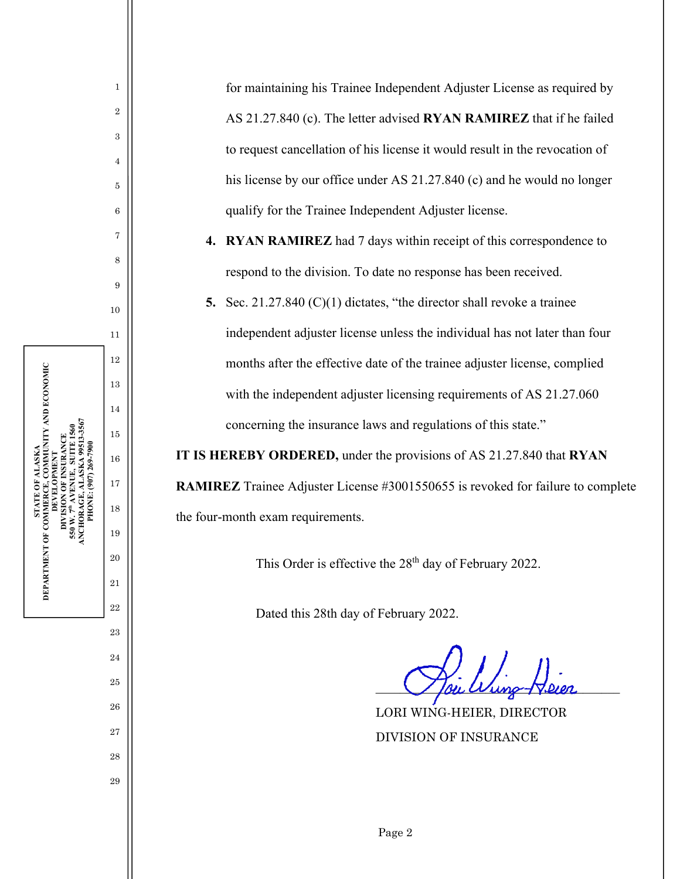for maintaining his Trainee Independent Adjuster License as required by AS 21.27.840 (c). The letter advised **RYAN RAMIREZ** that if he failed to request cancellation of his license it would result in the revocation of his license by our office under AS 21.27.840 (c) and he would no longer qualify for the Trainee Independent Adjuster license.

4. **RYAN RAMIREZ** had 7 days within receipt of this correspondence to respond to the division. To date no response has been received.

5. Sec. 21.27.840 (C)(1) dictates, "the director shall revoke a trainee independent adjuster license unless the individual has not later than four months after the effective date of the trainee adjuster license, complied with the independent adjuster licensing requirements of AS 21.27.060 concerning the insurance laws and regulations of this state."

**IT IS HEREBY ORDERED,** under the provisions of AS 21.27.840 that **RYAN RAMIREZ** Trainee Adjuster License #3001550655 is revoked for failure to complete the four-month exam requirements.

This Order is effective the 28th day of February 2022.

Dated this 28th day of February 2022.

LORI WING-HEIER, DIRECTOR
DIVISION OF INSURANCE

STATE OF ALASKA
DEPARTMENT OF COMMERCE, COMMUNITY AND ECONOMIC DEVELOPMENT
DIVISION OF INSURANCE
550 W. 7th AVENUE, SUITE 1560
ANCHORAGE, ALASKA 99513-3567
PHONE: (907) 269-7900